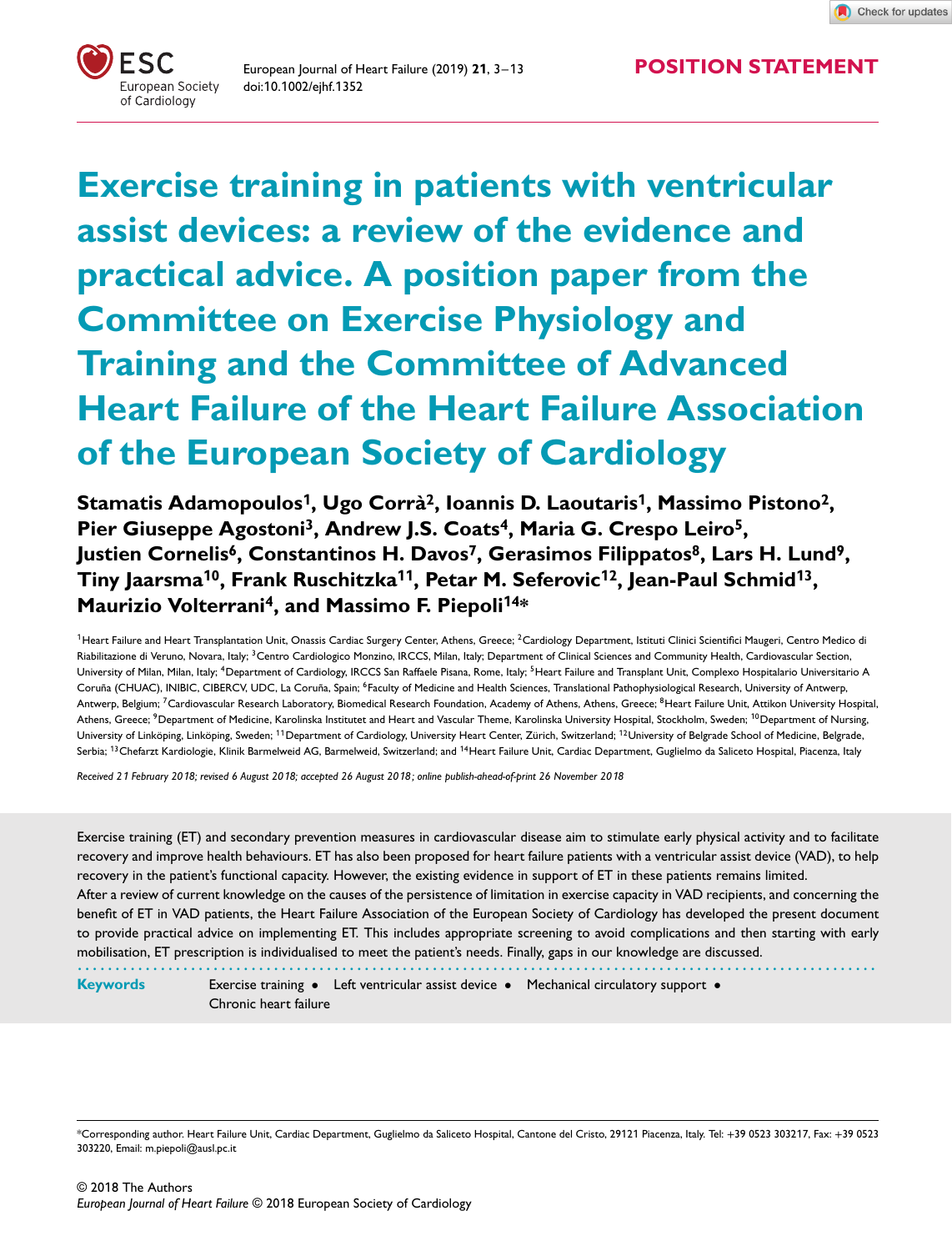POSITION STATEMENT

# Exercise training in patients with ventricular assist devices: a review of the evidence and practical advice. A position paper from the Committee on Exercise Physiology and Training and the Committee of Advanced Heart Failure of the Heart Failure Association of the European Society of Cardiology

**Stamatis Adamopoulos[1], Ugo Corrà[2], Ioannis D. Laoutaris[1], Massimo Pistono[2], Pier Giuseppe Agostoni[3], Andrew J.S. Coats[4], Maria G. Crespo Leiro[5], Justien Cornelis[6], Constantinos H. Davos[7], Gerasimos Filippatos[8], Lars H. Lund[9], Tiny Jaarsma[10], Frank Ruschitzka[11], Petar M. Seferovic[12], Jean-Paul Schmid[13], Maurizio Volterrani[4], and Massimo F. Piepoli[14]***

[1]Heart Failure and Heart Transplantation Unit, Onassis Cardiac Surgery Center, Athens, Greece; [2]Cardiology Department, Istituti Clinici Scientifici Maugeri, Centro Medico di Riabilitazione di Veruno, Novara, Italy; [3]Centro Cardiologico Monzino, IRCCS, Milan, Italy; Department of Clinical Sciences and Community Health, Cardiovascular Section, University of Milan, Milan, Italy; [4]Department of Cardiology, IRCCS San Raffaele Pisana, Rome, Italy; [5]Heart Failure and Transplant Unit, Complexo Hospitalario Universitario A Coruña (CHUAC), INIBIC, CIBERCV, UDC, La Coruña, Spain; [6]Faculty of Medicine and Health Sciences, Translational Pathophysiological Research, University of Antwerp, Antwerp, Belgium; [7]Cardiovascular Research Laboratory, Biomedical Research Foundation, Academy of Athens, Athens, Greece; [8]Heart Failure Unit, Attikon University Hospital, Athens, Greece; [9]Department of Medicine, Karolinska Institutet and Heart and Vascular Theme, Karolinska University Hospital, Stockholm, Sweden; [10]Department of Nursing, University of Linköping, Linköping, Sweden; [11]Department of Cardiology, University Heart Center, Zürich, Switzerland; [12]University of Belgrade School of Medicine, Belgrade, Serbia; [13]Chefarzt Kardiologie, Klinik Barmelweid AG, Barmelweid, Switzerland; and [14]Heart Failure Unit, Cardiac Department, Guglielmo da Saliceto Hospital, Piacenza, Italy

*Received 21 February 2018; revised 6 August 2018; accepted 26 August 2018; online publish-ahead-of-print 26 November 2018*

Exercise training (ET) and secondary prevention measures in cardiovascular disease aim to stimulate early physical activity and to facilitate recovery and improve health behaviours. ET has also been proposed for heart failure patients with a ventricular assist device (VAD), to help recovery in the patient's functional capacity. However, the existing evidence in support of ET in these patients remains limited.

After a review of current knowledge on the causes of the persistence of limitation in exercise capacity in VAD recipients, and concerning the benefit of ET in VAD patients, the Heart Failure Association of the European Society of Cardiology has developed the present document to provide practical advice on implementing ET. This includes appropriate screening to avoid complications and then starting with early mobilisation, ET prescription is individualised to meet the patient's needs. Finally, gaps in our knowledge are discussed.

**Keywords** Exercise training • Left ventricular assist device • Mechanical circulatory support • Chronic heart failure

*Corresponding author. Heart Failure Unit, Cardiac Department, Guglielmo da Saliceto Hospital, Cantone del Cristo, 29121 Piacenza, Italy. Tel: +39 0523 303217, Fax: +39 0523 303220, Email: m.piepoli@ausl.pc.it

© 2018 The Authors
*European Journal of Heart Failure* © 2018 European Society of Cardiology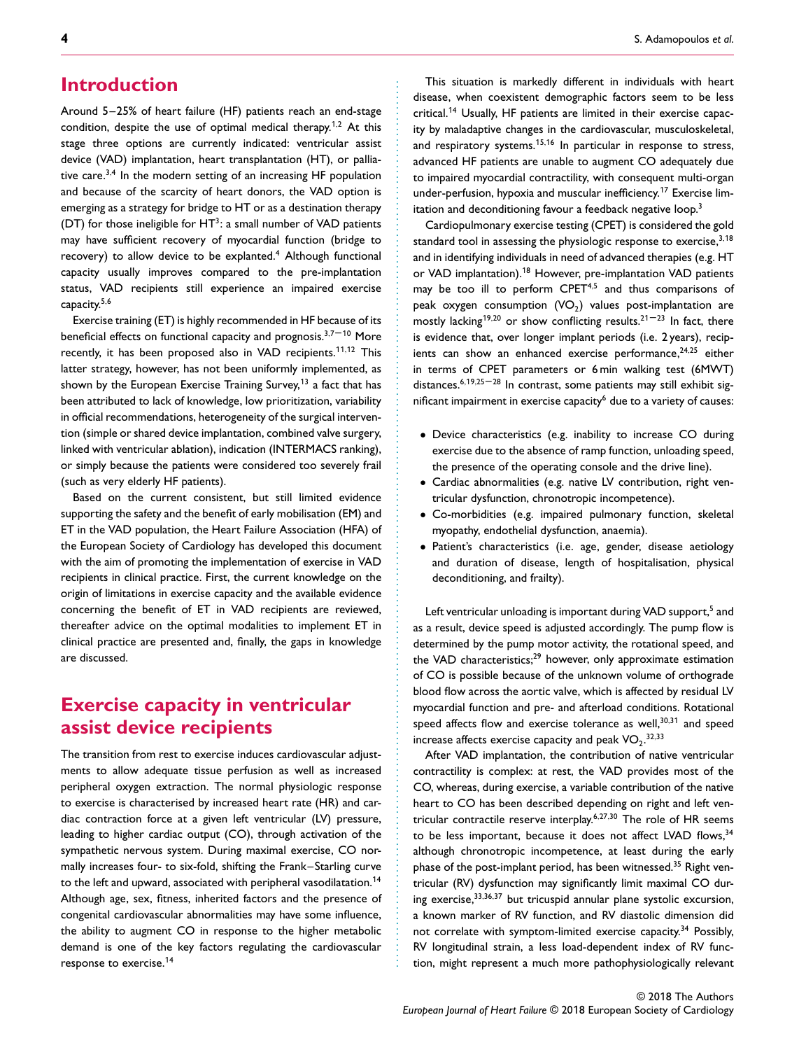## Introduction

Around 5–25% of heart failure (HF) patients reach an end-stage condition, despite the use of optimal medical therapy.[1,2] At this stage three options are currently indicated: ventricular assist device (VAD) implantation, heart transplantation (HT), or palliative care.[3,4] In the modern setting of an increasing HF population and because of the scarcity of heart donors, the VAD option is emerging as a strategy for bridge to HT or as a destination therapy (DT) for those ineligible for HT[3]: a small number of VAD patients may have sufficient recovery of myocardial function (bridge to recovery) to allow device to be explanted.[4] Although functional capacity usually improves compared to the pre-implantation status, VAD recipients still experience an impaired exercise capacity.[5,6]

Exercise training (ET) is highly recommended in HF because of its beneficial effects on functional capacity and prognosis.[3,7–10] More recently, it has been proposed also in VAD recipients.[11,12] This latter strategy, however, has not been uniformly implemented, as shown by the European Exercise Training Survey,[13] a fact that has been attributed to lack of knowledge, low prioritization, variability in official recommendations, heterogeneity of the surgical intervention (simple or shared device implantation, combined valve surgery, linked with ventricular ablation), indication (INTERMACS ranking), or simply because the patients were considered too severely frail (such as very elderly HF patients).

Based on the current consistent, but still limited evidence supporting the safety and the benefit of early mobilisation (EM) and ET in the VAD population, the Heart Failure Association (HFA) of the European Society of Cardiology has developed this document with the aim of promoting the implementation of exercise in VAD recipients in clinical practice. First, the current knowledge on the origin of limitations in exercise capacity and the available evidence concerning the benefit of ET in VAD recipients are reviewed, thereafter advice on the optimal modalities to implement ET in clinical practice are presented and, finally, the gaps in knowledge are discussed.

## Exercise capacity in ventricular assist device recipients

The transition from rest to exercise induces cardiovascular adjustments to allow adequate tissue perfusion as well as increased peripheral oxygen extraction. The normal physiologic response to exercise is characterised by increased heart rate (HR) and cardiac contraction force at a given left ventricular (LV) pressure, leading to higher cardiac output (CO), through activation of the sympathetic nervous system. During maximal exercise, CO normally increases four- to six-fold, shifting the Frank–Starling curve to the left and upward, associated with peripheral vasodilatation.[14] Although age, sex, fitness, inherited factors and the presence of congenital cardiovascular abnormalities may have some influence, the ability to augment CO in response to the higher metabolic demand is one of the key factors regulating the cardiovascular response to exercise.[14]

This situation is markedly different in individuals with heart disease, when coexistent demographic factors seem to be less critical.[14] Usually, HF patients are limited in their exercise capacity by maladaptive changes in the cardiovascular, musculoskeletal, and respiratory systems.[15,16] In particular in response to stress, advanced HF patients are unable to augment CO adequately due to impaired myocardial contractility, with consequent multi-organ under-perfusion, hypoxia and muscular inefficiency.[17] Exercise limitation and deconditioning favour a feedback negative loop.[3]

Cardiopulmonary exercise testing (CPET) is considered the gold standard tool in assessing the physiologic response to exercise,[3,18] and in identifying individuals in need of advanced therapies (e.g. HT or VAD implantation).[18] However, pre-implantation VAD patients may be too ill to perform CPET[4,5] and thus comparisons of peak oxygen consumption ($VO_2$) values post-implantation are mostly lacking[19,20] or show conflicting results.[21–23] In fact, there is evidence that, over longer implant periods (i.e. 2 years), recipients can show an enhanced exercise performance,[24,25] either in terms of CPET parameters or 6 min walking test (6MWT) distances.[6,19,25–28] In contrast, some patients may still exhibit significant impairment in exercise capacity[6] due to a variety of causes:

- Device characteristics (e.g. inability to increase CO during exercise due to the absence of ramp function, unloading speed, the presence of the operating console and the drive line).
- Cardiac abnormalities (e.g. native LV contribution, right ventricular dysfunction, chronotropic incompetence).
- Co-morbidities (e.g. impaired pulmonary function, skeletal myopathy, endothelial dysfunction, anaemia).
- Patient's characteristics (i.e. age, gender, disease aetiology and duration of disease, length of hospitalisation, physical deconditioning, and frailty).

Left ventricular unloading is important during VAD support,[5] and as a result, device speed is adjusted accordingly. The pump flow is determined by the pump motor activity, the rotational speed, and the VAD characteristics;[29] however, only approximate estimation of CO is possible because of the unknown volume of orthograde blood flow across the aortic valve, which is affected by residual LV myocardial function and pre- and afterload conditions. Rotational speed affects flow and exercise tolerance as well,[30,31] and speed increase affects exercise capacity and peak $VO_2$.[32,33]

After VAD implantation, the contribution of native ventricular contractility is complex: at rest, the VAD provides most of the CO, whereas, during exercise, a variable contribution of the native heart to CO has been described depending on right and left ventricular contractile reserve interplay.[6,27,30] The role of HR seems to be less important, because it does not affect LVAD flows,[34] although chronotropic incompetence, at least during the early phase of the post-implant period, has been witnessed.[35] Right ventricular (RV) dysfunction may significantly limit maximal CO during exercise,[33,36,37] but tricuspid annular plane systolic excursion, a known marker of RV function, and RV diastolic dimension did not correlate with symptom-limited exercise capacity.[34] Possibly, RV longitudinal strain, a less load-dependent index of RV function, might represent a much more pathophysiologically relevant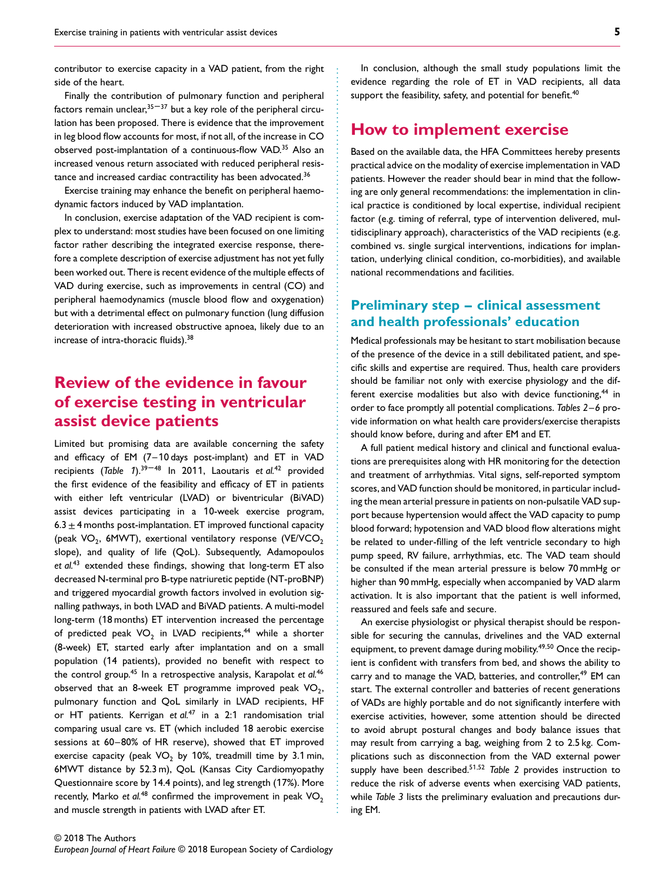contributor to exercise capacity in a VAD patient, from the right side of the heart.

Finally the contribution of pulmonary function and peripheral factors remain unclear,[35–37] but a key role of the peripheral circulation has been proposed. There is evidence that the improvement in leg blood flow accounts for most, if not all, of the increase in CO observed post-implantation of a continuous-flow VAD.[35] Also an increased venous return associated with reduced peripheral resistance and increased cardiac contractility has been advocated.[36]

Exercise training may enhance the benefit on peripheral haemodynamic factors induced by VAD implantation.

In conclusion, exercise adaptation of the VAD recipient is complex to understand: most studies have been focused on one limiting factor rather describing the integrated exercise response, therefore a complete description of exercise adjustment has not yet fully been worked out. There is recent evidence of the multiple effects of VAD during exercise, such as improvements in central (CO) and peripheral haemodynamics (muscle blood flow and oxygenation) but with a detrimental effect on pulmonary function (lung diffusion deterioration with increased obstructive apnoea, likely due to an increase of intra-thoracic fluids).[38]

# Review of the evidence in favour of exercise testing in ventricular assist device patients

Limited but promising data are available concerning the safety and efficacy of EM (7–10 days post-implant) and ET in VAD recipients (*Table 1*).[39–48] In 2011, Laoutaris *et al.*[42] provided the first evidence of the feasibility and efficacy of ET in patients with either left ventricular (LVAD) or biventricular (BiVAD) assist devices participating in a 10-week exercise program, $6.3 \pm 4$ months post-implantation. ET improved functional capacity (peak $VO_2$, 6MWT), exertional ventilatory response ($VE/VCO_2$ slope), and quality of life (QoL). Subsequently, Adamopoulos *et al.*[43] extended these findings, showing that long-term ET also decreased N-terminal pro B-type natriuretic peptide (NT-proBNP) and triggered myocardial growth factors involved in evolution signalling pathways, in both LVAD and BiVAD patients. A multi-model long-term (18 months) ET intervention increased the percentage of predicted peak $VO_2$ in LVAD recipients,[44] while a shorter (8-week) ET, started early after implantation and on a small population (14 patients), provided no benefit with respect to the control group.[45] In a retrospective analysis, Karapolat *et al.*[46] observed that an 8-week ET programme improved peak $VO_2$, pulmonary function and QoL similarly in LVAD recipients, HF or HT patients. Kerrigan *et al.*[47] in a 2:1 randomisation trial comparing usual care vs. ET (which included 18 aerobic exercise sessions at 60–80% of HR reserve), showed that ET improved exercise capacity (peak $VO_2$ by 10%, treadmill time by 3.1 min, 6MWT distance by 52.3 m), QoL (Kansas City Cardiomyopathy Questionnaire score by 14.4 points), and leg strength (17%). More recently, Marko *et al.*[48] confirmed the improvement in peak $VO_2$ and muscle strength in patients with LVAD after ET.

In conclusion, although the small study populations limit the evidence regarding the role of ET in VAD recipients, all data support the feasibility, safety, and potential for benefit.[40]

# How to implement exercise

Based on the available data, the HFA Committees hereby presents practical advice on the modality of exercise implementation in VAD patients. However the reader should bear in mind that the following are only general recommendations: the implementation in clinical practice is conditioned by local expertise, individual recipient factor (e.g. timing of referral, type of intervention delivered, multidisciplinary approach), characteristics of the VAD recipients (e.g. combined vs. single surgical interventions, indications for implantation, underlying clinical condition, co-morbidities), and available national recommendations and facilities.

## Preliminary step – clinical assessment and health professionals' education

Medical professionals may be hesitant to start mobilisation because of the presence of the device in a still debilitated patient, and specific skills and expertise are required. Thus, health care providers should be familiar not only with exercise physiology and the different exercise modalities but also with device functioning,[44] in order to face promptly all potential complications. *Tables 2–6* provide information on what health care providers/exercise therapists should know before, during and after EM and ET.

A full patient medical history and clinical and functional evaluations are prerequisites along with HR monitoring for the detection and treatment of arrhythmias. Vital signs, self-reported symptom scores, and VAD function should be monitored, in particular including the mean arterial pressure in patients on non-pulsatile VAD support because hypertension would affect the VAD capacity to pump blood forward; hypotension and VAD blood flow alterations might be related to under-filling of the left ventricle secondary to high pump speed, RV failure, arrhythmias, etc. The VAD team should be consulted if the mean arterial pressure is below 70 mmHg or higher than 90 mmHg, especially when accompanied by VAD alarm activation. It is also important that the patient is well informed, reassured and feels safe and secure.

An exercise physiologist or physical therapist should be responsible for securing the cannulas, drivelines and the VAD external equipment, to prevent damage during mobility.[49,50] Once the recipient is confident with transfers from bed, and shows the ability to carry and to manage the VAD, batteries, and controller,[49] EM can start. The external controller and batteries of recent generations of VADs are highly portable and do not significantly interfere with exercise activities, however, some attention should be directed to avoid abrupt postural changes and body balance issues that may result from carrying a bag, weighing from 2 to 2.5 kg. Complications such as disconnection from the VAD external power supply have been described.[51,52] *Table 2* provides instruction to reduce the risk of adverse events when exercising VAD patients, while *Table 3* lists the preliminary evaluation and precautions during EM.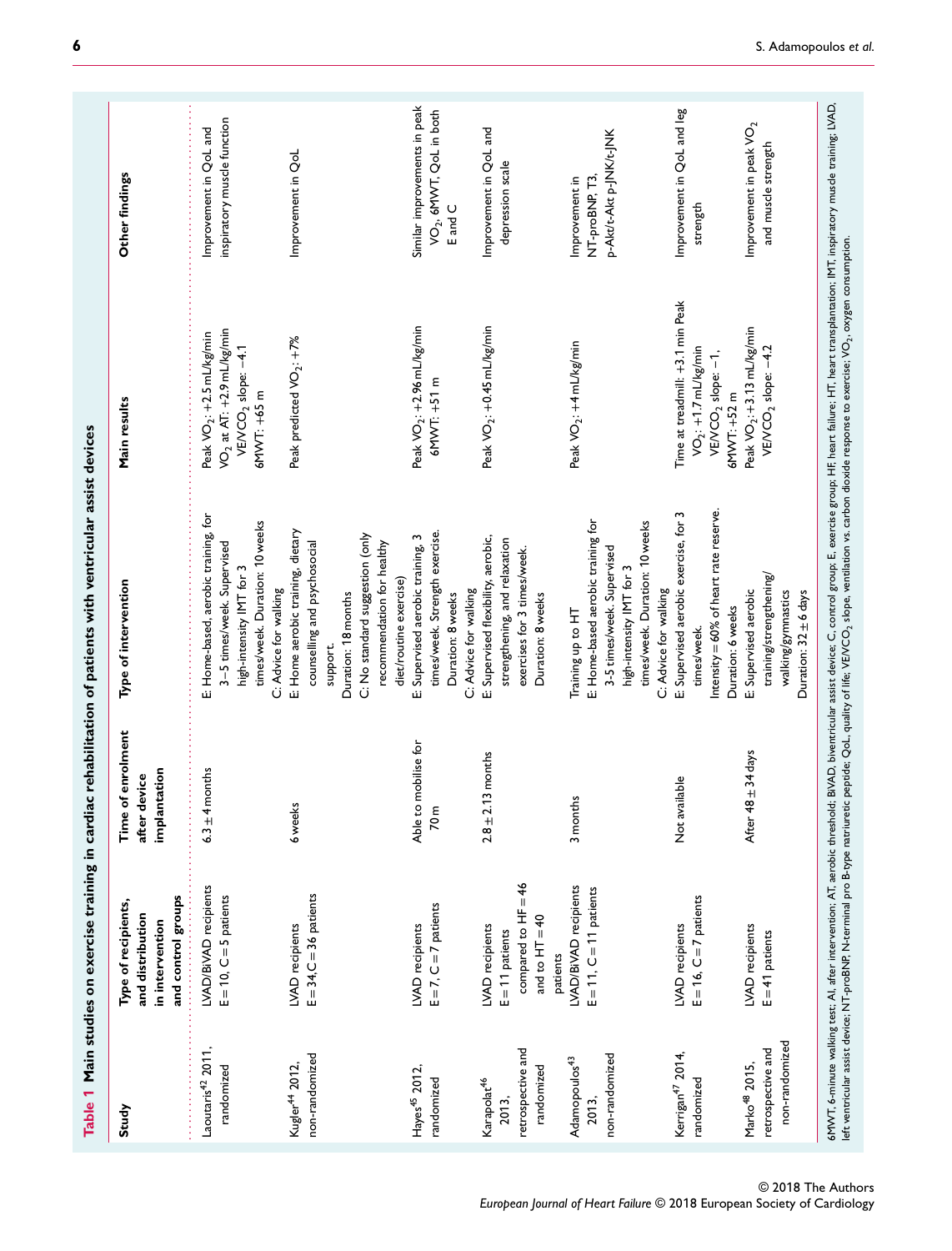**Table 1** Main studies on exercise training in cardiac rehabilitation of patients with ventricular assist devices

| Study | Type of recipients, and distribution in intervention and control groups | Time of enrolment after device implantation | Type of intervention | Main results | Other findings |
|---|---|---|---|---|---|
| Laoutaris[42] 2011, randomized | LVAD/BiVAD recipients E = 10, C = 5 patients | 6.3 ± 4 months | E: Home-based, aerobic training, for 3–5 times/week. Supervised high-intensity IMT for 3 times/week. Duration: 10 weeks C: Advice for walking | Peak $VO_2$: +2.5 mL/kg/min $VO_2$ at AT: +2.9 mL/kg/min VE/$VCO_2$ slope: −4.1 6MWT: +65 m | Improvement in QoL and inspiratory muscle function |
| Kugler[44] 2012, non-randomized | LVAD recipients E = 34, C = 36 patients | 6 weeks | E: Home aerobic training, dietary counselling and psychosocial support. Duration: 18 months C: No standard suggestion (only recommendation for healthy diet/routine exercise) | Peak predicted $VO_2$: +7% | Improvement in QoL |
| Hayes[45] 2012, randomized | LVAD recipients E = 7, C = 7 patients | Able to mobilise for 70 m | E: Supervised aerobic training, 3 times/week. Strength exercise. Duration: 8 weeks C: Advice for walking | Peak $VO_2$: +2.96 mL/kg/min 6MWT: +51 m | Similar improvements in peak $VO_2$, 6MWT, QoL in both E and C |
| Karapolat[46] 2013, retrospective and randomized | LVAD recipients E = 11 patients compared to HF = 46 and to HT = 40 patients | 2.8 ± 2.13 months | E: Supervised flexibility, aerobic, strengthening, and relaxation exercises for 3 times/week. Duration: 8 weeks | Peak $VO_2$: +0.45 mL/kg/min | Improvement in QoL and depression scale |
| Adamopoulos[43] 2013, non-randomized | LVAD/BiVAD recipients E = 11, C = 11 patients | 3 months | Training up to HT E: Home-based aerobic training for 3-5 times/week. Supervised high-intensity IMT for 3 times/week. Duration: 10 weeks C: Advice for walking | Peak $VO_2$: +4 mL/kg/min | Improvement in NT-proBNP, T3, p-Akt/t-Akt p-JNK/t-JNK |
| Kerrigan[47] 2014, randomized | LVAD recipients E = 16, C = 7 patients | Not available | E: Supervised aerobic exercise, for 3 times/week. Intensity = 60% of heart rate reserve. Duration: 6 weeks | Time at treadmill: +3.1 min Peak $VO_2$: +1.7 mL/kg/min VE/$VCO_2$ slope: −1, 6MWT: +52 m | Improvement in QoL and leg strength |
| Marko[48] 2015, retrospective and non-randomized | LVAD recipients E = 41 patients | After 48 ± 34 days | E: Supervised aerobic training/strengthening/walking/gymnastics Duration: 32 ± 6 days | Peak $VO_2$: +3.13 mL/kg/min VE/$VCO_2$ slope: −4.2 | Improvement in peak $VO_2$ and muscle strength |

6MWT, 6-minute walking test; AI, after intervention; AT, aerobic threshold; BiVAD, biventricular assist device; C, control group; E, exercise group; HF, heart failure; HT, heart transplantation; IMT, inspiratory muscle training; LVAD, left ventricular assist device; NT-proBNP, N-terminal pro B-type natriuretic peptide; QoL, quality of life; VE/$VCO_2$ slope, ventilation vs. carbon dioxide response to exercise; $VO_2$, oxygen consumption.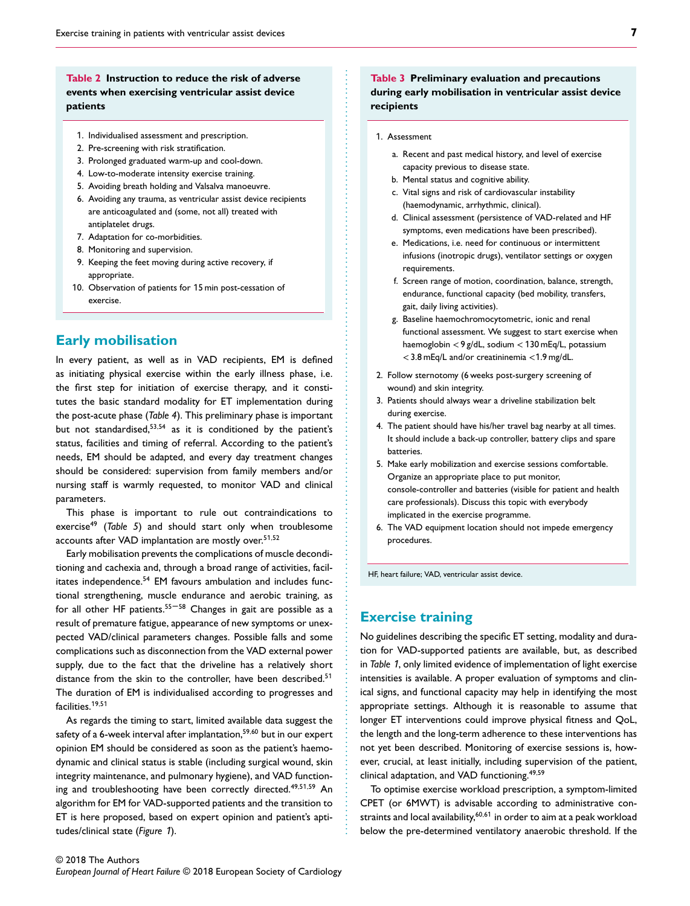**Table 2 Instruction to reduce the risk of adverse events when exercising ventricular assist device patients**

1. Individualised assessment and prescription.
2. Pre-screening with risk stratification.
3. Prolonged graduated warm-up and cool-down.
4. Low-to-moderate intensity exercise training.
5. Avoiding breath holding and Valsalva manoeuvre.
6. Avoiding any trauma, as ventricular assist device recipients are anticoagulated and (some, not all) treated with antiplatelet drugs.
7. Adaptation for co-morbidities.
8. Monitoring and supervision.
9. Keeping the feet moving during active recovery, if appropriate.
10. Observation of patients for 15 min post-cessation of exercise.

## Early mobilisation

In every patient, as well as in VAD recipients, EM is defined as initiating physical exercise within the early illness phase, i.e. the first step for initiation of exercise therapy, and it constitutes the basic standard modality for ET implementation during the post-acute phase (*Table 4*). This preliminary phase is important but not standardised,[53,54] as it is conditioned by the patient's status, facilities and timing of referral. According to the patient's needs, EM should be adapted, and every day treatment changes should be considered: supervision from family members and/or nursing staff is warmly requested, to monitor VAD and clinical parameters.

This phase is important to rule out contraindications to exercise[49] (*Table 5*) and should start only when troublesome accounts after VAD implantation are mostly over.[51,52]

Early mobilisation prevents the complications of muscle deconditioning and cachexia and, through a broad range of activities, facilitates independence.[54] EM favours ambulation and includes functional strengthening, muscle endurance and aerobic training, as for all other HF patients.[55–58] Changes in gait are possible as a result of premature fatigue, appearance of new symptoms or unexpected VAD/clinical parameters changes. Possible falls and some complications such as disconnection from the VAD external power supply, due to the fact that the driveline has a relatively short distance from the skin to the controller, have been described.[51] The duration of EM is individualised according to progresses and facilities.[19,51]

As regards the timing to start, limited available data suggest the safety of a 6-week interval after implantation,[59,60] but in our expert opinion EM should be considered as soon as the patient's haemodynamic and clinical status is stable (including surgical wound, skin integrity maintenance, and pulmonary hygiene), and VAD functioning and troubleshooting have been correctly directed.[49,51,59] An algorithm for EM for VAD-supported patients and the transition to ET is here proposed, based on expert opinion and patient's aptitudes/clinical state (*Figure 1*).

**Table 3 Preliminary evaluation and precautions during early mobilisation in ventricular assist device recipients**

1. Assessment
   a. Recent and past medical history, and level of exercise capacity previous to disease state.
   b. Mental status and cognitive ability.
   c. Vital signs and risk of cardiovascular instability (haemodynamic, arrhythmic, clinical).
   d. Clinical assessment (persistence of VAD-related and HF symptoms, even medications have been prescribed).
   e. Medications, i.e. need for continuous or intermittent infusions (inotropic drugs), ventilator settings or oxygen requirements.
   f. Screen range of motion, coordination, balance, strength, endurance, functional capacity (bed mobility, transfers, gait, daily living activities).
   g. Baseline haemochromocytometric, ionic and renal functional assessment. We suggest to start exercise when haemoglobin < 9 g/dL, sodium < 130 mEq/L, potassium < 3.8 mEq/L and/or creatininemia <1.9 mg/dL.
2. Follow sternotomy (6 weeks post-surgery screening of wound) and skin integrity.
3. Patients should always wear a driveline stabilization belt during exercise.
4. The patient should have his/her travel bag nearby at all times. It should include a back-up controller, battery clips and spare batteries.
5. Make early mobilization and exercise sessions comfortable. Organize an appropriate place to put monitor, console-controller and batteries (visible for patient and health care professionals). Discuss this topic with everybody implicated in the exercise programme.
6. The VAD equipment location should not impede emergency procedures.

HF, heart failure; VAD, ventricular assist device.

## Exercise training

No guidelines describing the specific ET setting, modality and duration for VAD-supported patients are available, but, as described in *Table 1*, only limited evidence of implementation of light exercise intensities is available. A proper evaluation of symptoms and clinical signs, and functional capacity may help in identifying the most appropriate settings. Although it is reasonable to assume that longer ET interventions could improve physical fitness and QoL, the length and the long-term adherence to these interventions has not yet been described. Monitoring of exercise sessions is, however, crucial, at least initially, including supervision of the patient, clinical adaptation, and VAD functioning.[49,59]

To optimise exercise workload prescription, a symptom-limited CPET (or 6MWT) is advisable according to administrative constraints and local availability,[60,61] in order to aim at a peak workload below the pre-determined ventilatory anaerobic threshold. If the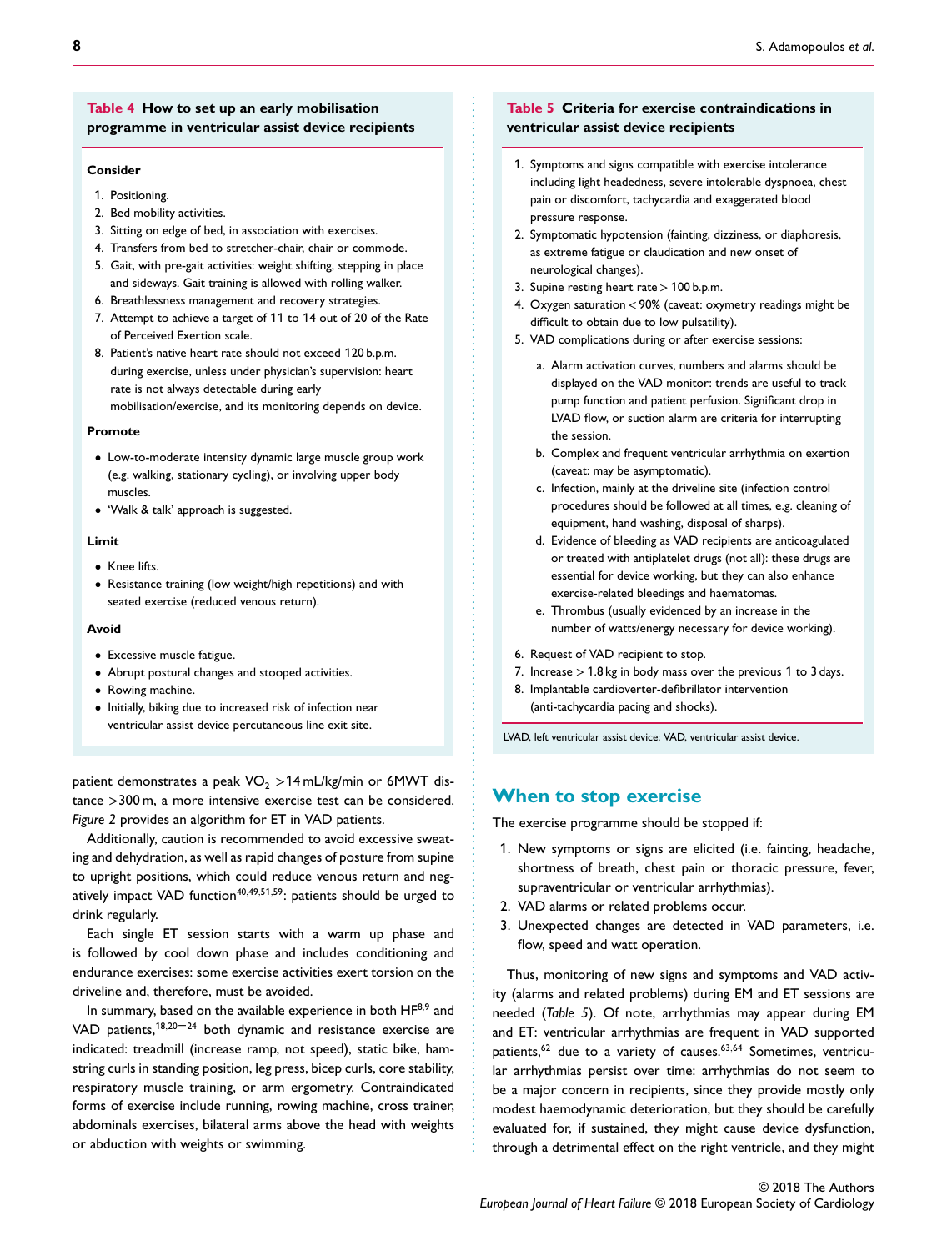**Table 4 How to set up an early mobilisation programme in ventricular assist device recipients**

**Consider**

1. Positioning.
2. Bed mobility activities.
3. Sitting on edge of bed, in association with exercises.
4. Transfers from bed to stretcher-chair, chair or commode.
5. Gait, with pre-gait activities: weight shifting, stepping in place and sideways. Gait training is allowed with rolling walker.
6. Breathlessness management and recovery strategies.
7. Attempt to achieve a target of 11 to 14 out of 20 of the Rate of Perceived Exertion scale.
8. Patient's native heart rate should not exceed 120 b.p.m. during exercise, unless under physician's supervision: heart rate is not always detectable during early mobilisation/exercise, and its monitoring depends on device.

**Promote**

- Low-to-moderate intensity dynamic large muscle group work (e.g. walking, stationary cycling), or involving upper body muscles.
- 'Walk & talk' approach is suggested.

**Limit**

- Knee lifts.
- Resistance training (low weight/high repetitions) and with seated exercise (reduced venous return).

**Avoid**

- Excessive muscle fatigue.
- Abrupt postural changes and stooped activities.
- Rowing machine.
- Initially, biking due to increased risk of infection near ventricular assist device percutaneous line exit site.

patient demonstrates a peak $VO_2$ >14 mL/kg/min or 6MWT distance >300 m, a more intensive exercise test can be considered. *Figure 2* provides an algorithm for ET in VAD patients.

Additionally, caution is recommended to avoid excessive sweating and dehydration, as well as rapid changes of posture from supine to upright positions, which could reduce venous return and negatively impact VAD function[40,49,51,59]: patients should be urged to drink regularly.

Each single ET session starts with a warm up phase and is followed by cool down phase and includes conditioning and endurance exercises: some exercise activities exert torsion on the driveline and, therefore, must be avoided.

In summary, based on the available experience in both HF[8,9] and VAD patients,[18,20–24] both dynamic and resistance exercise are indicated: treadmill (increase ramp, not speed), static bike, hamstring curls in standing position, leg press, bicep curls, core stability, respiratory muscle training, or arm ergometry. Contraindicated forms of exercise include running, rowing machine, cross trainer, abdominals exercises, bilateral arms above the head with weights or abduction with weights or swimming.

**Table 5 Criteria for exercise contraindications in ventricular assist device recipients**

1. Symptoms and signs compatible with exercise intolerance including light headedness, severe intolerable dyspnoea, chest pain or discomfort, tachycardia and exaggerated blood pressure response.
2. Symptomatic hypotension (fainting, dizziness, or diaphoresis, as extreme fatigue or claudication and new onset of neurological changes).
3. Supine resting heart rate > 100 b.p.m.
4. Oxygen saturation < 90% (caveat: oxymetry readings might be difficult to obtain due to low pulsatility).
5. VAD complications during or after exercise sessions:
   a. Alarm activation curves, numbers and alarms should be displayed on the VAD monitor: trends are useful to track pump function and patient perfusion. Significant drop in LVAD flow, or suction alarm are criteria for interrupting the session.
   b. Complex and frequent ventricular arrhythmia on exertion (caveat: may be asymptomatic).
   c. Infection, mainly at the driveline site (infection control procedures should be followed at all times, e.g. cleaning of equipment, hand washing, disposal of sharps).
   d. Evidence of bleeding as VAD recipients are anticoagulated or treated with antiplatelet drugs (not all): these drugs are essential for device working, but they can also enhance exercise-related bleedings and haematomas.
   e. Thrombus (usually evidenced by an increase in the number of watts/energy necessary for device working).
6. Request of VAD recipient to stop.
7. Increase > 1.8 kg in body mass over the previous 1 to 3 days.
8. Implantable cardioverter-defibrillator intervention (anti-tachycardia pacing and shocks).

LVAD, left ventricular assist device; VAD, ventricular assist device.

## When to stop exercise

The exercise programme should be stopped if:

1. New symptoms or signs are elicited (i.e. fainting, headache, shortness of breath, chest pain or thoracic pressure, fever, supraventricular or ventricular arrhythmias).
2. VAD alarms or related problems occur.
3. Unexpected changes are detected in VAD parameters, i.e. flow, speed and watt operation.

Thus, monitoring of new signs and symptoms and VAD activity (alarms and related problems) during EM and ET sessions are needed (*Table 5*). Of note, arrhythmias may appear during EM and ET: ventricular arrhythmias are frequent in VAD supported patients,[62] due to a variety of causes.[63,64] Sometimes, ventricular arrhythmias persist over time: arrhythmias do not seem to be a major concern in recipients, since they provide mostly only modest haemodynamic deterioration, but they should be carefully evaluated for, if sustained, they might cause device dysfunction, through a detrimental effect on the right ventricle, and they might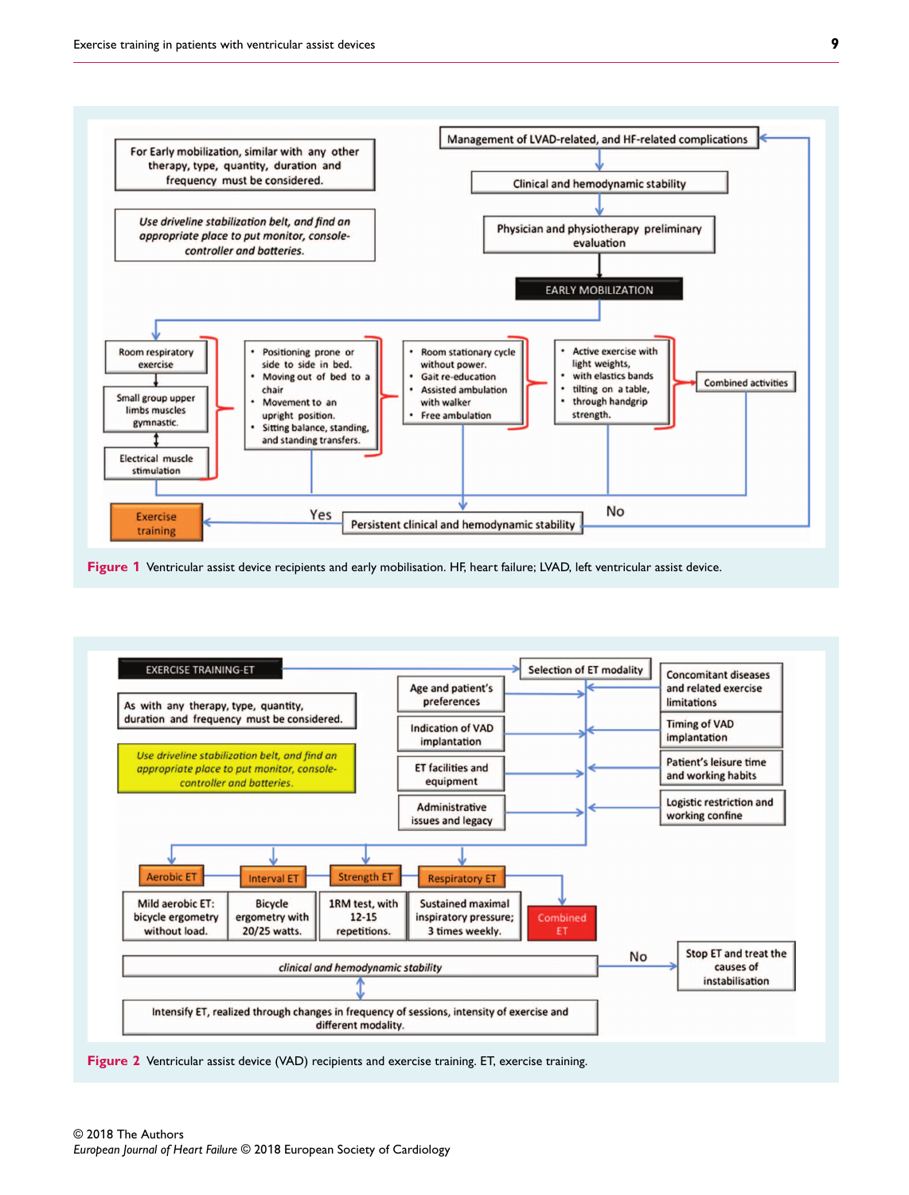For Early mobilization, similar with any other therapy, type, quantity, duration and frequency must be considered.

*Use driveline stabilization belt, and find an appropriate place to put monitor, console-controller and batteries.*

Management of LVAD-related, and HF-related complications

Clinical and hemodynamic stability

Physician and physiotherapy preliminary evaluation

EARLY MOBILIZATION

Room respiratory exercise

Small group upper limbs muscles gymnastic.

Electrical muscle stimulation

- Positioning prone or side to side in bed.
- Moving out of bed to a chair
- Movement to an upright position.
- Sitting balance, standing, and standing transfers.

- Room stationary cycle without power.
- Gait re-education
- Assisted ambulation with walker
- Free ambulation

- Active exercise with light weights,
- with elastics bands
- tilting on a table,
- through handgrip strength.

Combined activities

Exercise training

Yes

Persistent clinical and hemodynamic stability

No

**Figure 1** Ventricular assist device recipients and early mobilisation. HF, heart failure; LVAD, left ventricular assist device.

EXERCISE TRAINING-ET

As with any therapy, type, quantity, duration and frequency must be considered.

*Use driveline stabilization belt, and find an appropriate place to put monitor, console-controller and batteries.*

Selection of ET modality

Age and patient's preferences

Indication of VAD implantation

ET facilities and equipment

Administrative issues and legacy

Concomitant diseases and related exercise limitations

Timing of VAD implantation

Patient's leisure time and working habits

Logistic restriction and working confine

Aerobic ET — Mild aerobic ET: bicycle ergometry without load.

Interval ET — Bicycle ergometry with 20/25 watts.

Strength ET — 1RM test, with 12-15 repetitions.

Respiratory ET — Sustained maximal inspiratory pressure; 3 times weekly.

Combined ET

*clinical and hemodynamic stability*

No

Stop ET and treat the causes of instabilisation

Intensify ET, realized through changes in frequency of sessions, intensity of exercise and different modality.

**Figure 2** Ventricular assist device (VAD) recipients and exercise training. ET, exercise training.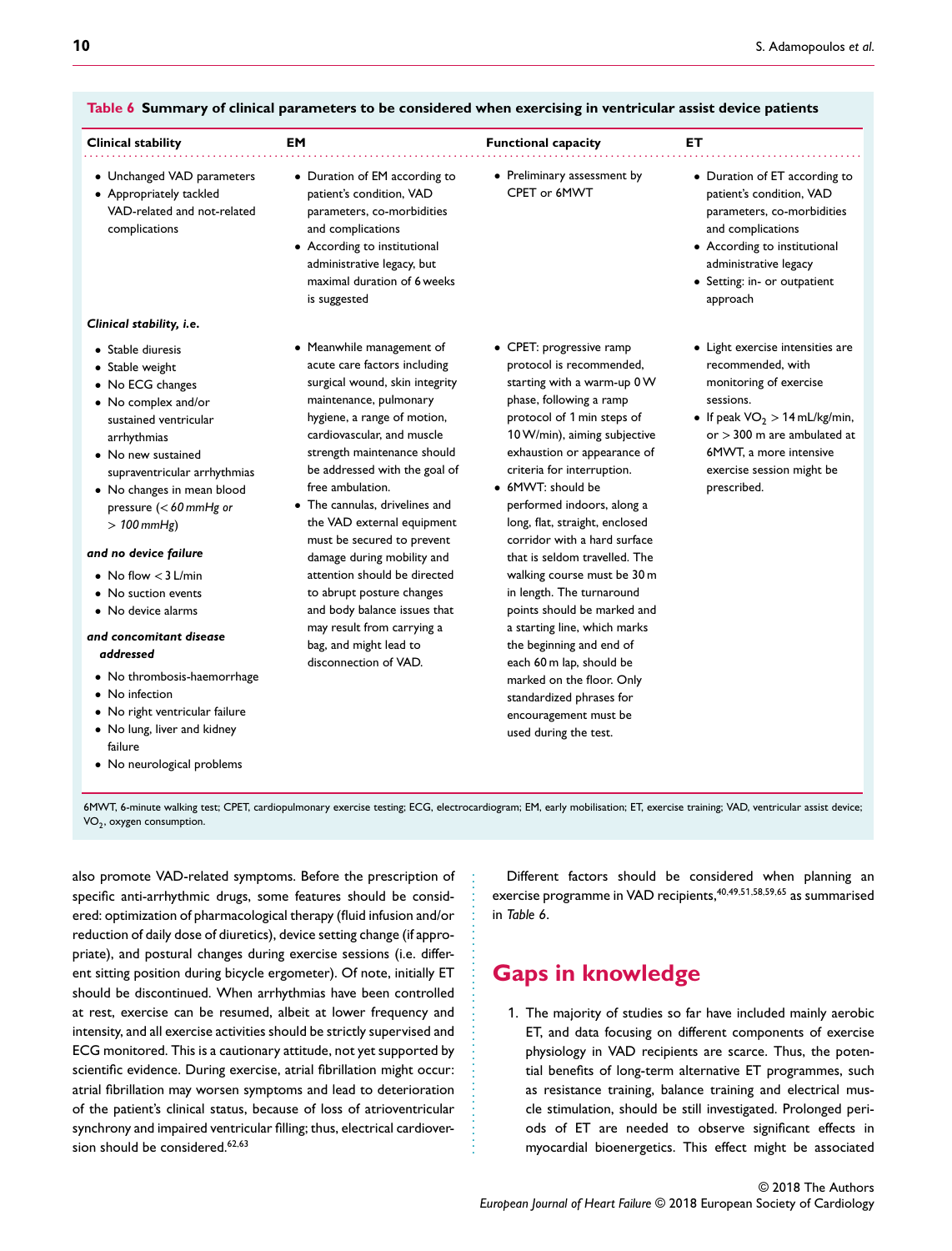**Table 6 Summary of clinical parameters to be considered when exercising in ventricular assist device patients**

| Clinical stability | EM | Functional capacity | ET |
|---|---|---|---|
| • Unchanged VAD parameters<br>• Appropriately tackled VAD-related and not-related complications | • Duration of EM according to patient's condition, VAD parameters, co-morbidities and complications<br>• According to institutional administrative legacy, but maximal duration of 6 weeks is suggested | • Preliminary assessment by CPET or 6MWT | • Duration of ET according to patient's condition, VAD parameters, co-morbidities and complications<br>• According to institutional administrative legacy<br>• Setting: in- or outpatient approach |
| ***Clinical stability, i.e.***<br>• Stable diuresis<br>• Stable weight<br>• No ECG changes<br>• No complex and/or sustained ventricular arrhythmias<br>• No new sustained supraventricular arrhythmias<br>• No changes in mean blood pressure (*< 60 mmHg or > 100 mmHg*)<br>***and no device failure***<br>• No flow < 3 L/min<br>• No suction events<br>• No device alarms<br>***and concomitant disease addressed***<br>• No thrombosis-haemorrhage<br>• No infection<br>• No right ventricular failure<br>• No lung, liver and kidney failure<br>• No neurological problems | • Meanwhile management of acute care factors including surgical wound, skin integrity maintenance, pulmonary hygiene, a range of motion, cardiovascular, and muscle strength maintenance should be addressed with the goal of free ambulation.<br>• The cannulas, drivelines and the VAD external equipment must be secured to prevent damage during mobility and attention should be directed to abrupt posture changes and body balance issues that may result from carrying a bag, and might lead to disconnection of VAD. | • CPET: progressive ramp protocol is recommended, starting with a warm-up 0 W phase, following a ramp protocol of 1 min steps of 10 W/min), aiming subjective exhaustion or appearance of criteria for interruption.<br>• 6MWT: should be performed indoors, along a long, flat, straight, enclosed corridor with a hard surface that is seldom travelled. The walking course must be 30 m in length. The turnaround points should be marked and a starting line, which marks the beginning and end of each 60 m lap, should be marked on the floor. Only standardized phrases for encouragement must be used during the test. | • Light exercise intensities are recommended, with monitoring of exercise sessions.<br>• If peak $VO_2 > 14$ mL/kg/min, or > 300 m are ambulated at 6MWT, a more intensive exercise session might be prescribed. |

6MWT, 6-minute walking test; CPET, cardiopulmonary exercise testing; ECG, electrocardiogram; EM, early mobilisation; ET, exercise training; VAD, ventricular assist device; $VO_2$, oxygen consumption.

also promote VAD-related symptoms. Before the prescription of specific anti-arrhythmic drugs, some features should be considered: optimization of pharmacological therapy (fluid infusion and/or reduction of daily dose of diuretics), device setting change (if appropriate), and postural changes during exercise sessions (i.e. different sitting position during bicycle ergometer). Of note, initially ET should be discontinued. When arrhythmias have been controlled at rest, exercise can be resumed, albeit at lower frequency and intensity, and all exercise activities should be strictly supervised and ECG monitored. This is a cautionary attitude, not yet supported by scientific evidence. During exercise, atrial fibrillation might occur: atrial fibrillation may worsen symptoms and lead to deterioration of the patient's clinical status, because of loss of atrioventricular synchrony and impaired ventricular filling; thus, electrical cardioversion should be considered.[62,63]

Different factors should be considered when planning an exercise programme in VAD recipients,[40,49,51,58,59,65] as summarised in *Table 6*.

## Gaps in knowledge

1. The majority of studies so far have included mainly aerobic ET, and data focusing on different components of exercise physiology in VAD recipients are scarce. Thus, the potential benefits of long-term alternative ET programmes, such as resistance training, balance training and electrical muscle stimulation, should be still investigated. Prolonged periods of ET are needed to observe significant effects in myocardial bioenergetics. This effect might be associated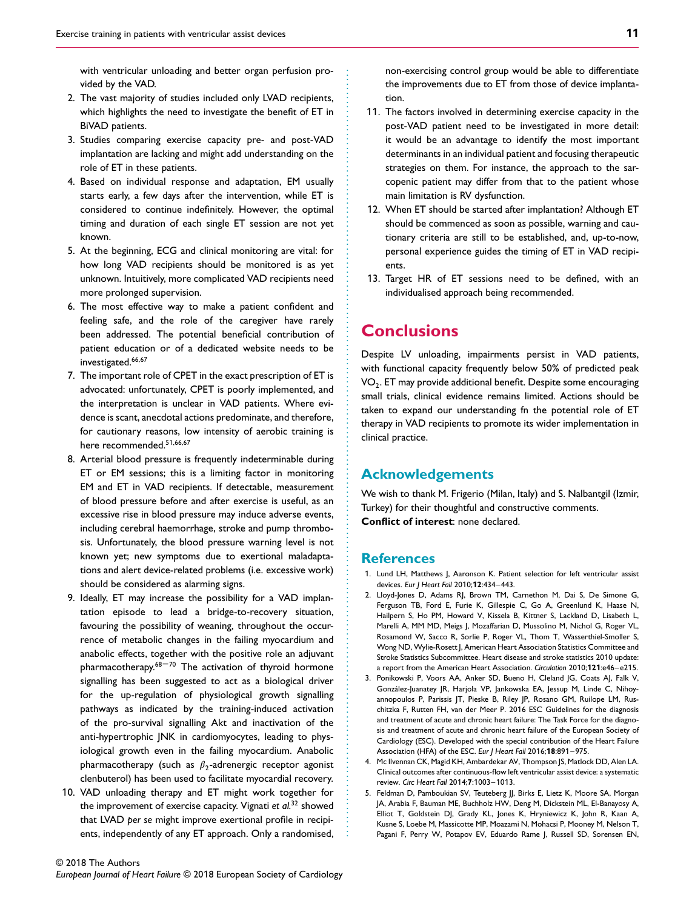with ventricular unloading and better organ perfusion provided by the VAD.

2. The vast majority of studies included only LVAD recipients, which highlights the need to investigate the benefit of ET in BiVAD patients.
3. Studies comparing exercise capacity pre- and post-VAD implantation are lacking and might add understanding on the role of ET in these patients.
4. Based on individual response and adaptation, EM usually starts early, a few days after the intervention, while ET is considered to continue indefinitely. However, the optimal timing and duration of each single ET session are not yet known.
5. At the beginning, ECG and clinical monitoring are vital: for how long VAD recipients should be monitored is as yet unknown. Intuitively, more complicated VAD recipients need more prolonged supervision.
6. The most effective way to make a patient confident and feeling safe, and the role of the caregiver have rarely been addressed. The potential beneficial contribution of patient education or of a dedicated website needs to be investigated.[66,67]
7. The important role of CPET in the exact prescription of ET is advocated: unfortunately, CPET is poorly implemented, and the interpretation is unclear in VAD patients. Where evidence is scant, anecdotal actions predominate, and therefore, for cautionary reasons, low intensity of aerobic training is here recommended.[51,66,67]
8. Arterial blood pressure is frequently indeterminable during ET or EM sessions; this is a limiting factor in monitoring EM and ET in VAD recipients. If detectable, measurement of blood pressure before and after exercise is useful, as an excessive rise in blood pressure may induce adverse events, including cerebral haemorrhage, stroke and pump thrombosis. Unfortunately, the blood pressure warning level is not known yet; new symptoms due to exertional maladaptations and alert device-related problems (i.e. excessive work) should be considered as alarming signs.
9. Ideally, ET may increase the possibility for a VAD implantation episode to lead a bridge-to-recovery situation, favouring the possibility of weaning, throughout the occurrence of metabolic changes in the failing myocardium and anabolic effects, together with the positive role an adjuvant pharmacotherapy.[68–70] The activation of thyroid hormone signalling has been suggested to act as a biological driver for the up-regulation of physiological growth signalling pathways as indicated by the training-induced activation of the pro-survival signalling Akt and inactivation of the anti-hypertrophic JNK in cardiomyocytes, leading to physiological growth even in the failing myocardium. Anabolic pharmacotherapy (such as $\beta_2$-adrenergic receptor agonist clenbuterol) has been used to facilitate myocardial recovery.
10. VAD unloading therapy and ET might work together for the improvement of exercise capacity. Vignati *et al.*[32] showed that LVAD *per se* might improve exertional profile in recipients, independently of any ET approach. Only a randomised, non-exercising control group would be able to differentiate the improvements due to ET from those of device implantation.
11. The factors involved in determining exercise capacity in the post-VAD patient need to be investigated in more detail: it would be an advantage to identify the most important determinants in an individual patient and focusing therapeutic strategies on them. For instance, the approach to the sarcopenic patient may differ from that to the patient whose main limitation is RV dysfunction.
12. When ET should be started after implantation? Although ET should be commenced as soon as possible, warning and cautionary criteria are still to be established, and, up-to-now, personal experience guides the timing of ET in VAD recipients.
13. Target HR of ET sessions need to be defined, with an individualised approach being recommended.

# Conclusions

Despite LV unloading, impairments persist in VAD patients, with functional capacity frequently below 50% of predicted peak $VO_2$. ET may provide additional benefit. Despite some encouraging small trials, clinical evidence remains limited. Actions should be taken to expand our understanding fn the potential role of ET therapy in VAD recipients to promote its wider implementation in clinical practice.

## Acknowledgements

We wish to thank M. Frigerio (Milan, Italy) and S. Nalbantgil (Izmir, Turkey) for their thoughtful and constructive comments.

**Conflict of interest**: none declared.

## References

1. Lund LH, Matthews J, Aaronson K. Patient selection for left ventricular assist devices. *Eur J Heart Fail* 2010;**12**:434–443.
2. Lloyd-Jones D, Adams RJ, Brown TM, Carnethon M, Dai S, De Simone G, Ferguson TB, Ford E, Furie K, Gillespie C, Go A, Greenlund K, Haase N, Hailpern S, Ho PM, Howard V, Kissela B, Kittner S, Lackland D, Lisabeth L, Marelli A, MM MD, Meigs J, Mozaffarian D, Mussolino M, Nichol G, Roger VL, Rosamond W, Sacco R, Sorlie P, Roger VL, Thom T, Wasserthiel-Smoller S, Wong ND, Wylie-Rosett J, American Heart Association Statistics Committee and Stroke Statistics Subcommittee. Heart disease and stroke statistics 2010 update: a report from the American Heart Association. *Circulation* 2010;**121**:e46–e215.
3. Ponikowski P, Voors AA, Anker SD, Bueno H, Cleland JG, Coats AJ, Falk V, González-Juanatey JR, Harjola VP, Jankowska EA, Jessup M, Linde C, Nihoyannopoulos P, Parissis JT, Pieske B, Riley JP, Rosano GM, Ruilope LM, Ruschitzka F, Rutten FH, van der Meer P. 2016 ESC Guidelines for the diagnosis and treatment of acute and chronic heart failure: The Task Force for the diagnosis and treatment of acute and chronic heart failure of the European Society of Cardiology (ESC). Developed with the special contribution of the Heart Failure Association (HFA) of the ESC. *Eur J Heart Fail* 2016;**18**:891–975.
4. Mc Ilvennan CK, Magid KH, Ambardekar AV, Thompson JS, Matlock DD, Alen LA. Clinical outcomes after continuous-flow left ventricular assist device: a systematic review. *Circ Heart Fail* 2014;**7**:1003–1013.
5. Feldman D, Pamboukian SV, Teuteberg JJ, Birks E, Lietz K, Moore SA, Morgan JA, Arabia F, Bauman ME, Buchholz HW, Deng M, Dickstein ML, El-Banayosy A, Elliot T, Goldstein DJ, Grady KL, Jones K, Hryniewicz K, John R, Kaan A, Kusne S, Loebe M, Massicotte MP, Moazami N, Mohacsi P, Mooney M, Nelson T, Pagani F, Perry W, Potapov EV, Eduardo Rame J, Russell SD, Sorensen EN,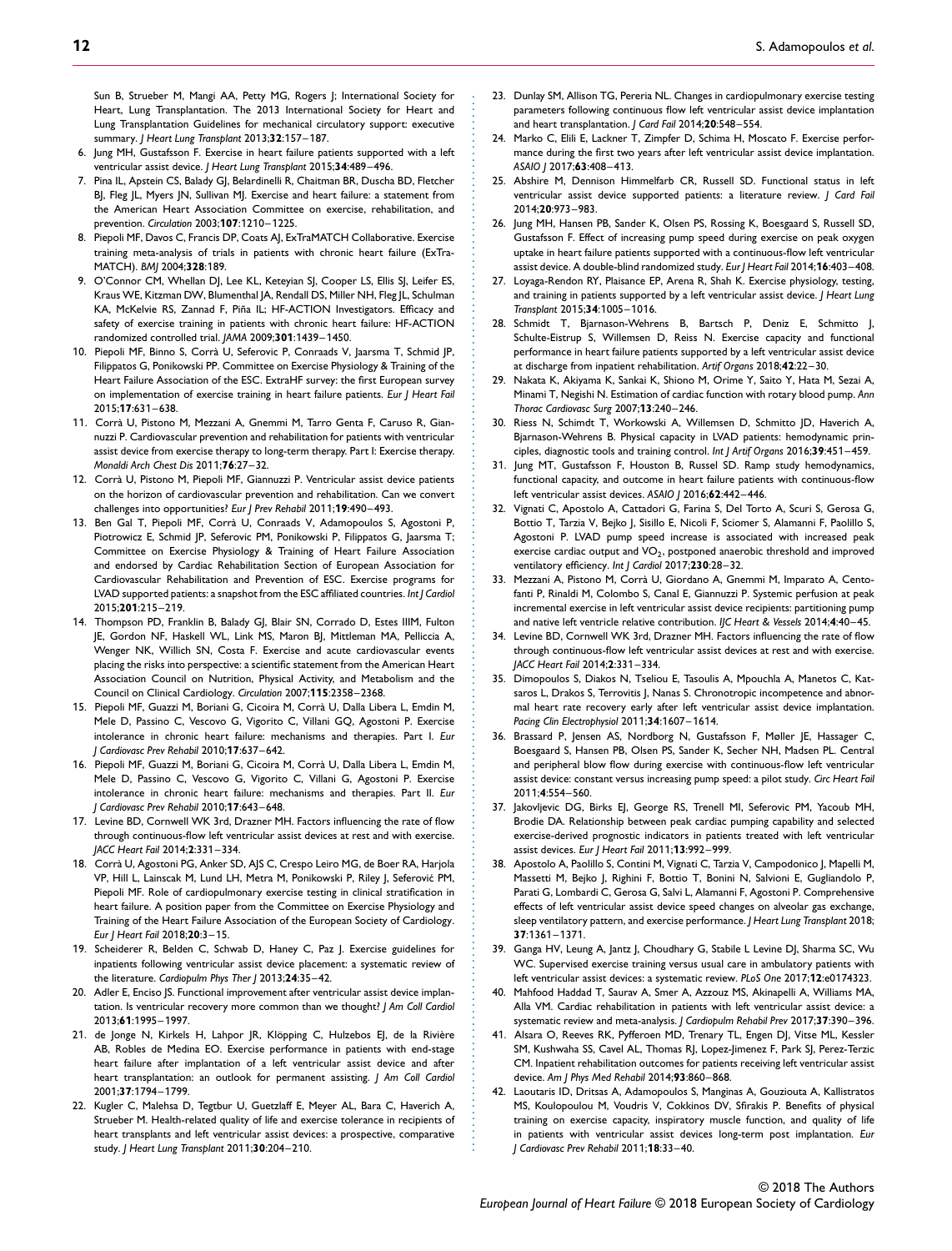Sun B, Strueber M, Mangi AA, Petty MG, Rogers J; International Society for Heart, Lung Transplantation. The 2013 International Society for Heart and Lung Transplantation Guidelines for mechanical circulatory support: executive summary. *J Heart Lung Transplant* 2013;**32**:157–187.

6. Jung MH, Gustafsson F. Exercise in heart failure patients supported with a left ventricular assist device. *J Heart Lung Transplant* 2015;**34**:489–496.
7. Pina IL, Apstein CS, Balady GJ, Belardinelli R, Chaitman BR, Duscha BD, Fletcher BJ, Fleg JL, Myers JN, Sullivan MJ. Exercise and heart failure: a statement from the American Heart Association Committee on exercise, rehabilitation, and prevention. *Circulation* 2003;**107**:1210–1225.
8. Piepoli MF, Davos C, Francis DP, Coats AJ, ExTraMATCH Collaborative. Exercise training meta-analysis of trials in patients with chronic heart failure (ExTraMATCH). *BMJ* 2004;**328**:189.
9. O'Connor CM, Whellan DJ, Lee KL, Keteyian SJ, Cooper LS, Ellis SJ, Leifer ES, Kraus WE, Kitzman DW, Blumenthal JA, Rendall DS, Miller NH, Fleg JL, Schulman KA, McKelvie RS, Zannad F, Piña IL; HF-ACTION Investigators. Efficacy and safety of exercise training in patients with chronic heart failure: HF-ACTION randomized controlled trial. *JAMA* 2009;**301**:1439–1450.
10. Piepoli MF, Binno S, Corrà U, Seferovic P, Conraads V, Jaarsma T, Schmid JP, Filippatos G, Ponikowski PP. Committee on Exercise Physiology & Training of the Heart Failure Association of the ESC. ExtraHF survey: the first European survey on implementation of exercise training in heart failure patients. *Eur J Heart Fail* 2015;**17**:631–638.
11. Corrà U, Pistono M, Mezzani A, Gnemmi M, Tarro Genta F, Caruso R, Giannuzzi P. Cardiovascular prevention and rehabilitation for patients with ventricular assist device from exercise therapy to long-term therapy. Part I: Exercise therapy. *Monaldi Arch Chest Dis* 2011;**76**:27–32.
12. Corrà U, Pistono M, Piepoli MF, Giannuzzi P. Ventricular assist device patients on the horizon of cardiovascular prevention and rehabilitation. Can we convert challenges into opportunities? *Eur J Prev Rehabil* 2011;**19**:490–493.
13. Ben Gal T, Piepoli MF, Corrà U, Conraads V, Adamopoulos S, Agostoni P, Piotrowicz E, Schmid JP, Seferovic PM, Ponikowski P, Filippatos G, Jaarsma T; Committee on Exercise Physiology & Training of Heart Failure Association and endorsed by Cardiac Rehabilitation Section of European Association for Cardiovascular Rehabilitation and Prevention of ESC. Exercise programs for LVAD supported patients: a snapshot from the ESC affiliated countries. *Int J Cardiol* 2015;**201**:215–219.
14. Thompson PD, Franklin B, Balady GJ, Blair SN, Corrado D, Estes IIIM, Fulton JE, Gordon NF, Haskell WL, Link MS, Maron BJ, Mittleman MA, Pelliccia A, Wenger NK, Willich SN, Costa F. Exercise and acute cardiovascular events placing the risks into perspective: a scientific statement from the American Heart Association Council on Nutrition, Physical Activity, and Metabolism and the Council on Clinical Cardiology. *Circulation* 2007;**115**:2358–2368.
15. Piepoli MF, Guazzi M, Boriani G, Cicoira M, Corrà U, Dalla Libera L, Emdin M, Mele D, Passino C, Vescovo G, Vigorito C, Villani GQ, Agostoni P. Exercise intolerance in chronic heart failure: mechanisms and therapies. Part I. *Eur J Cardiovasc Prev Rehabil* 2010;**17**:637–642.
16. Piepoli MF, Guazzi M, Boriani G, Cicoira M, Corrà U, Dalla Libera L, Emdin M, Mele D, Passino C, Vescovo G, Vigorito C, Villani G, Agostoni P. Exercise intolerance in chronic heart failure: mechanisms and therapies. Part II. *Eur J Cardiovasc Prev Rehabil* 2010;**17**:643–648.
17. Levine BD, Cornwell WK 3rd, Drazner MH. Factors influencing the rate of flow through continuous-flow left ventricular assist devices at rest and with exercise. *JACC Heart Fail* 2014;**2**:331–334.
18. Corrà U, Agostoni PG, Anker SD, AJS C, Crespo Leiro MG, de Boer RA, Harjola VP, Hill L, Lainscak M, Lund LH, Metra M, Ponikowski P, Riley J, Seferović PM, Piepoli MF. Role of cardiopulmonary exercise testing in clinical stratification in heart failure. A position paper from the Committee on Exercise Physiology and Training of the Heart Failure Association of the European Society of Cardiology. *Eur J Heart Fail* 2018;**20**:3–15.
19. Scheiderer R, Belden C, Schwab D, Haney C, Paz J. Exercise guidelines for inpatients following ventricular assist device placement: a systematic review of the literature. *Cardiopulm Phys Ther J* 2013;**24**:35–42.
20. Adler E, Enciso JS. Functional improvement after ventricular assist device implantation. Is ventricular recovery more common than we thought? *J Am Coll Cardiol* 2013;**61**:1995–1997.
21. de Jonge N, Kirkels H, Lahpor JR, Klöpping C, Hulzebos EJ, de la Rivière AB, Robles de Medina EO. Exercise performance in patients with end-stage heart failure after implantation of a left ventricular assist device and after heart transplantation: an outlook for permanent assisting. *J Am Coll Cardiol* 2001;**37**:1794–1799.
22. Kugler C, Malehsa D, Tegtbur U, Guetzlaff E, Meyer AL, Bara C, Haverich A, Strueber M. Health-related quality of life and exercise tolerance in recipients of heart transplants and left ventricular assist devices: a prospective, comparative study. *J Heart Lung Transplant* 2011;**30**:204–210.
23. Dunlay SM, Allison TG, Pereria NL. Changes in cardiopulmonary exercise testing parameters following continuous flow left ventricular assist device implantation and heart transplantation. *J Card Fail* 2014;**20**:548–554.
24. Marko C, Elili E, Lackner T, Zimpfer D, Schima H, Moscato F. Exercise performance during the first two years after left ventricular assist device implantation. *ASAIO J* 2017;**63**:408–413.
25. Abshire M, Dennison Himmelfarb CR, Russell SD. Functional status in left ventricular assist device supported patients: a literature review. *J Card Fail* 2014;**20**:973–983.
26. Jung MH, Hansen PB, Sander K, Olsen PS, Rossing K, Boesgaard S, Russell SD, Gustafsson F. Effect of increasing pump speed during exercise on peak oxygen uptake in heart failure patients supported with a continuous-flow left ventricular assist device. A double-blind randomized study. *Eur J Heart Fail* 2014;**16**:403–408.
27. Loyaga-Rendon RY, Plaisance EP, Arena R, Shah K. Exercise physiology, testing, and training in patients supported by a left ventricular assist device. *J Heart Lung Transplant* 2015;**34**:1005–1016.
28. Schmidt T, Bjarnason-Wehrens B, Bartsch P, Deniz E, Schmitto J, Schulte-Eistrup S, Willemsen D, Reiss N. Exercise capacity and functional performance in heart failure patients supported by a left ventricular assist device at discharge from inpatient rehabilitation. *Artif Organs* 2018;**42**:22–30.
29. Nakata K, Akiyama K, Sankai K, Shiono M, Orime Y, Saito Y, Hata M, Sezai A, Minami T, Negishi N. Estimation of cardiac function with rotary blood pump. *Ann Thorac Cardiovasc Surg* 2007;**13**:240–246.
30. Riess N, Schmidt T, Workowski A, Willemsen D, Schmitto JD, Haverich A, Bjarnason-Wehrens B. Physical capacity in LVAD patients: hemodynamic principles, diagnostic tools and training control. *Int J Artif Organs* 2016;**39**:451–459.
31. Jung MT, Gustafsson F, Houston B, Russel SD. Ramp study hemodynamics, functional capacity, and outcome in heart failure patients with continuous-flow left ventricular assist devices. *ASAIO J* 2016;**62**:442–446.
32. Vignati C, Apostolo A, Cattadori G, Farina S, Del Torto A, Scuri S, Gerosa G, Bottio T, Tarzia V, Bejko J, Sisillo E, Nicoli F, Sciomer S, Alamanni F, Paolillo S, Agostoni P. LVAD pump speed increase is associated with increased peak exercise cardiac output and $VO_2$, postponed anaerobic threshold and improved ventilatory efficiency. *Int J Cardiol* 2017;**230**:28–32.
33. Mezzani A, Pistono M, Corrà U, Giordano A, Gnemmi M, Imparato A, Centofanti P, Rinaldi M, Colombo S, Canal E, Giannuzzi P. Systemic perfusion at peak incremental exercise in left ventricular assist device recipients: partitioning pump and native left ventricle relative contribution. *IJC Heart & Vessels* 2014;**4**:40–45.
34. Levine BD, Cornwell WK 3rd, Drazner MH. Factors influencing the rate of flow through continuous-flow left ventricular assist devices at rest and with exercise. *JACC Heart Fail* 2014;**2**:331–334.
35. Dimopoulos S, Diakos N, Tseliou E, Tasoulis A, Mpouchla A, Manetos C, Katsaros L, Drakos S, Terrovitis J, Nanas S. Chronotropic incompetence and abnormal heart rate recovery early after left ventricular assist device implantation. *Pacing Clin Electrophysiol* 2011;**34**:1607–1614.
36. Brassard P, Jensen AS, Nordborg N, Gustafsson F, Møller JE, Hassager C, Boesgaard S, Hansen PB, Olsen PS, Sander K, Secher NH, Madsen PL. Central and peripheral blow flow during exercise with continuous-flow left ventricular assist device: constant versus increasing pump speed: a pilot study. *Circ Heart Fail* 2011;**4**:554–560.
37. Jakovljevic DG, Birks EJ, George RS, Trenell MI, Seferovic PM, Yacoub MH, Brodie DA. Relationship between peak cardiac pumping capability and selected exercise-derived prognostic indicators in patients treated with left ventricular assist devices. *Eur J Heart Fail* 2011;**13**:992–999.
38. Apostolo A, Paolillo S, Contini M, Vignati C, Tarzia V, Campodonico J, Mapelli M, Massetti M, Bejko J, Righini F, Bottio T, Bonini N, Salvioni E, Gugliandolo P, Parati G, Lombardi C, Gerosa G, Salvi L, Alamanni F, Agostoni P. Comprehensive effects of left ventricular assist device speed changes on alveolar gas exchange, sleep ventilatory pattern, and exercise performance. *J Heart Lung Transplant* 2018; **37**:1361–1371.
39. Ganga HV, Leung A, Jantz J, Choudhary G, Stabile L Levine DJ, Sharma SC, Wu WC. Supervised exercise training versus usual care in ambulatory patients with left ventricular assist devices: a systematic review. *PLoS One* 2017;**12**:e0174323.
40. Mahfood Haddad T, Saurav A, Smer A, Azzouz MS, Akinapelli A, Williams MA, Alla VM. Cardiac rehabilitation in patients with left ventricular assist device: a systematic review and meta-analysis. *J Cardiopulm Rehabil Prev* 2017;**37**:390–396.
41. Alsara O, Reeves RK, Pyfferoen MD, Trenary TL, Engen DJ, Vitse ML, Kessler SM, Kushwaha SS, Cavel AL, Thomas RJ, Lopez-Jimenez F, Park SJ, Perez-Terzic CM. Inpatient rehabilitation outcomes for patients receiving left ventricular assist device. *Am J Phys Med Rehabil* 2014;**93**:860–868.
42. Laoutaris ID, Dritsas A, Adamopoulos S, Manginas A, Gouziouta A, Kallistratos MS, Koulopoulou M, Voudris V, Cokkinos DV, Sfirakis P. Benefits of physical training on exercise capacity, inspiratory muscle function, and quality of life in patients with ventricular assist devices long-term post implantation. *Eur J Cardiovasc Prev Rehabil* 2011;**18**:33–40.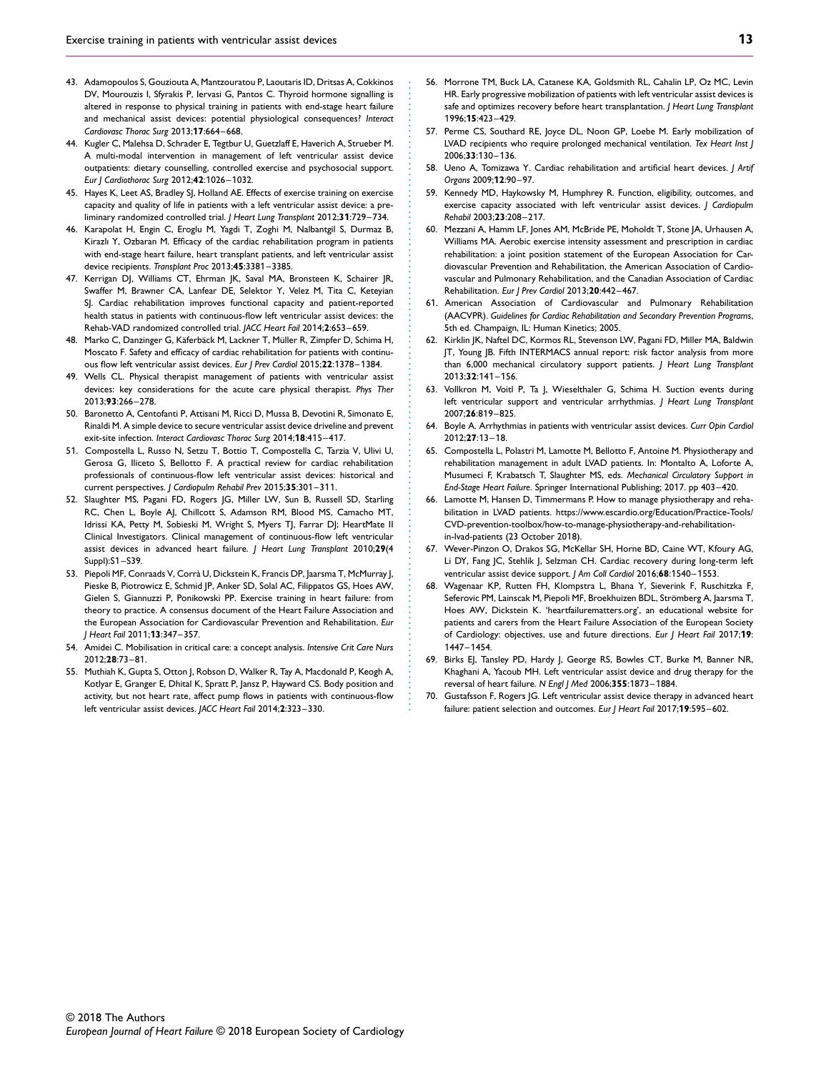43. Adamopoulos S, Gouziouta A, Mantzouratou P, Laoutaris ID, Dritsas A, Cokkinos DV, Mourouzis I, Sfyrakis P, Iervasi G, Pantos C. Thyroid hormone signalling is altered in response to physical training in patients with end-stage heart failure and mechanical assist devices: potential physiological consequences? *Interact Cardiovasc Thorac Surg* 2013;**17**:664–668.
44. Kugler C, Malehsa D, Schrader E, Tegtbur U, Guetzlaff E, Haverich A, Strueber M. A multi-modal intervention in management of left ventricular assist device outpatients: dietary counselling, controlled exercise and psychosocial support. *Eur J Cardiothorac Surg* 2012;**42**:1026–1032.
45. Hayes K, Leet AS, Bradley SJ, Holland AE. Effects of exercise training on exercise capacity and quality of life in patients with a left ventricular assist device: a preliminary randomized controlled trial. *J Heart Lung Transplant* 2012;**31**:729–734.
46. Karapolat H, Engin C, Eroglu M, Yagdi T, Zoghi M, Nalbantgil S, Durmaz B, Kirazlı Y, Ozbaran M. Efficacy of the cardiac rehabilitation program in patients with end-stage heart failure, heart transplant patients, and left ventricular assist device recipients. *Transplant Proc* 2013;**45**:3381–3385.
47. Kerrigan DJ, Williams CT, Ehrman JK, Saval MA, Bronsteen K, Schairer JR, Swaffer M, Brawner CA, Lanfear DE, Selektor Y, Velez M, Tita C, Keteyian SJ. Cardiac rehabilitation improves functional capacity and patient-reported health status in patients with continuous-flow left ventricular assist devices: the Rehab-VAD randomized controlled trial. *JACC Heart Fail* 2014;**2**:653–659.
48. Marko C, Danzinger G, Käferbäck M, Lackner T, Müller R, Zimpfer D, Schima H, Moscato F. Safety and efficacy of cardiac rehabilitation for patients with continuous flow left ventricular assist devices. *Eur J Prev Cardiol* 2015;**22**:1378–1384.
49. Wells CL. Physical therapist management of patients with ventricular assist devices: key considerations for the acute care physical therapist. *Phys Ther* 2013;**93**:266–278.
50. Baronetto A, Centofanti P, Attisani M, Ricci D, Mussa B, Devotini R, Simonato E, Rinaldi M. A simple device to secure ventricular assist device driveline and prevent exit-site infection. *Interact Cardiovasc Thorac Surg* 2014;**18**:415–417.
51. Compostella L, Russo N, Setzu T, Bottio T, Compostella C, Tarzia V, Ulivi U, Gerosa G, Iliceto S, Bellotto F. A practical review for cardiac rehabilitation professionals of continuous-flow left ventricular assist devices: historical and current perspectives. *J Cardiopulm Rehabil Prev* 2015;**35**:301–311.
52. Slaughter MS, Pagani FD, Rogers JG, Miller LW, Sun B, Russell SD, Starling RC, Chen L, Boyle AJ, Chillcott S, Adamson RM, Blood MS, Camacho MT, Idrissi KA, Petty M, Sobieski M, Wright S, Myers TJ, Farrar DJ; HeartMate II Clinical Investigators. Clinical management of continuous-flow left ventricular assist devices in advanced heart failure. *J Heart Lung Transplant* 2010;**29**(4 Suppl):S1–S39.
53. Piepoli MF, Conraads V, Corrà U, Dickstein K, Francis DP, Jaarsma T, McMurray J, Pieske B, Piotrowicz E, Schmid JP, Anker SD, Solal AC, Filippatos GS, Hoes AW, Gielen S, Giannuzzi P, Ponikowski PP. Exercise training in heart failure: from theory to practice. A consensus document of the Heart Failure Association and the European Association for Cardiovascular Prevention and Rehabilitation. *Eur J Heart Fail* 2011;**13**:347–357.
54. Amidei C. Mobilisation in critical care: a concept analysis. *Intensive Crit Care Nurs* 2012;**28**:73–81.
55. Muthiah K, Gupta S, Otton J, Robson D, Walker R, Tay A, Macdonald P, Keogh A, Kotlyar E, Granger E, Dhital K, Spratt P, Jansz P, Hayward CS. Body position and activity, but not heart rate, affect pump flows in patients with continuous-flow left ventricular assist devices. *JACC Heart Fail* 2014;**2**:323–330.
56. Morrone TM, Buck LA, Catanese KA, Goldsmith RL, Cahalin LP, Oz MC, Levin HR. Early progressive mobilization of patients with left ventricular assist devices is safe and optimizes recovery before heart transplantation. *J Heart Lung Transplant* 1996;**15**:423–429.
57. Perme CS, Southard RE, Joyce DL, Noon GP, Loebe M. Early mobilization of LVAD recipients who require prolonged mechanical ventilation. *Tex Heart Inst J* 2006;**33**:130–136.
58. Ueno A, Tomizawa Y. Cardiac rehabilitation and artificial heart devices. *J Artif Organs* 2009;**12**:90–97.
59. Kennedy MD, Haykowsky M, Humphrey R. Function, eligibility, outcomes, and exercise capacity associated with left ventricular assist devices. *J Cardiopulm Rehabil* 2003;**23**:208–217.
60. Mezzani A, Hamm LF, Jones AM, McBride PE, Moholdt T, Stone JA, Urhausen A, Williams MA. Aerobic exercise intensity assessment and prescription in cardiac rehabilitation: a joint position statement of the European Association for Cardiovascular Prevention and Rehabilitation, the American Association of Cardiovascular and Pulmonary Rehabilitation, and the Canadian Association of Cardiac Rehabilitation. *Eur J Prev Cardiol* 2013;**20**:442–467.
61. American Association of Cardiovascular and Pulmonary Rehabilitation (AACVPR). *Guidelines for Cardiac Rehabilitation and Secondary Prevention Programs*, 5th ed. Champaign, IL: Human Kinetics; 2005.
62. Kirklin JK, Naftel DC, Kormos RL, Stevenson LW, Pagani FD, Miller MA, Baldwin JT, Young JB. Fifth INTERMACS annual report: risk factor analysis from more than 6,000 mechanical circulatory support patients. *J Heart Lung Transplant* 2013;**32**:141–156.
63. Vollkron M, Voitl P, Ta J, Wieselthaler G, Schima H. Suction events during left ventricular support and ventricular arrhythmias. *J Heart Lung Transplant* 2007;**26**:819–825.
64. Boyle A. Arrhythmias in patients with ventricular assist devices. *Curr Opin Cardiol* 2012;**27**:13–18.
65. Compostella L, Polastri M, Lamotte M, Bellotto F, Antoine M. Physiotherapy and rehabilitation management in adult LVAD patients. In: Montalto A, Loforte A, Musumeci F, Krabatsch T, Slaughter MS, eds. *Mechanical Circulatory Support in End-Stage Heart Failure*. Springer International Publishing; 2017. pp 403–420.
66. Lamotte M, Hansen D, Timmermans P. How to manage physiotherapy and rehabilitation in LVAD patients. https://www.escardio.org/Education/Practice-Tools/CVD-prevention-toolbox/how-to-manage-physiotherapy-and-rehabilitation-in-lvad-patients (23 October 2018).
67. Wever-Pinzon O, Drakos SG, McKellar SH, Horne BD, Caine WT, Kfoury AG, Li DY, Fang JC, Stehlik J, Selzman CH. Cardiac recovery during long-term left ventricular assist device support. *J Am Coll Cardiol* 2016;**68**:1540–1553.
68. Wagenaar KP, Rutten FH, Klompstra L, Bhana Y, Sieverink F, Ruschitzka F, Seferovic PM, Lainscak M, Piepoli MF, Broekhuizen BDL, Strömberg A, Jaarsma T, Hoes AW, Dickstein K. 'heartfailurematters.org', an educational website for patients and carers from the Heart Failure Association of the European Society of Cardiology: objectives, use and future directions. *Eur J Heart Fail* 2017;**19**: 1447–1454.
69. Birks EJ, Tansley PD, Hardy J, George RS, Bowles CT, Burke M, Banner NR, Khaghani A, Yacoub MH. Left ventricular assist device and drug therapy for the reversal of heart failure. *N Engl J Med* 2006;**355**:1873–1884.
70. Gustafsson F, Rogers JG. Left ventricular assist device therapy in advanced heart failure: patient selection and outcomes. *Eur J Heart Fail* 2017;**19**:595–602.